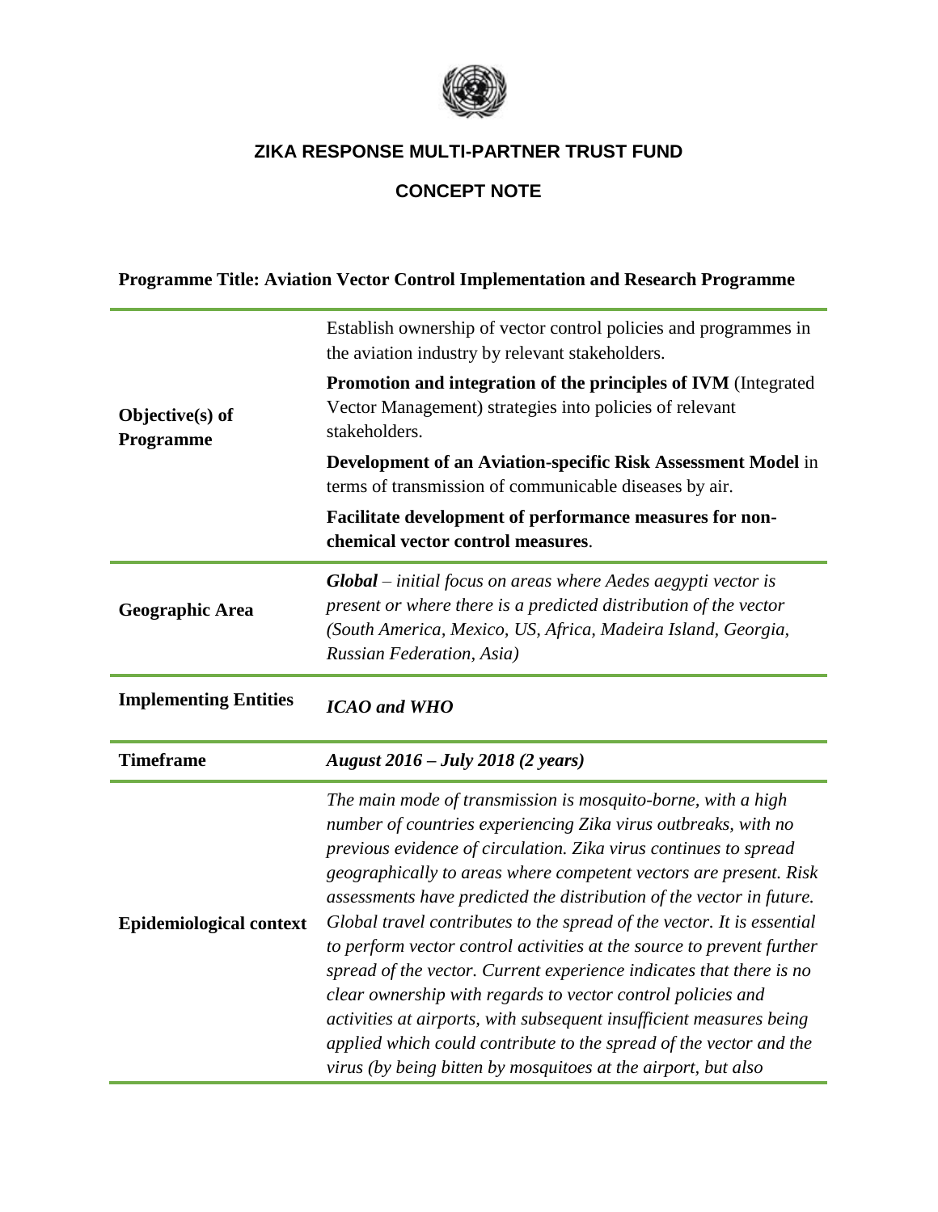## ZIKA RESPONSE MULTI-PARTNER TRUST FUND

## CONCEPT NOTE

**Programme Title: Aviation Vector Control Implementation and Research Programme**

| | |
|---|---|
| **Objective(s) of Programme** | Establish ownership of vector control policies and programmes in the aviation industry by relevant stakeholders.<br><br>**Promotion and integration of the principles of IVM** (Integrated Vector Management) strategies into policies of relevant stakeholders.<br><br>**Development of an Aviation-specific Risk Assessment Model** in terms of transmission of communicable diseases by air.<br><br>**Facilitate development of performance measures for non-chemical vector control measures**. |
| **Geographic Area** | ***Global*** *– initial focus on areas where Aedes aegypti vector is present or where there is a predicted distribution of the vector (South America, Mexico, US, Africa, Madeira Island, Georgia, Russian Federation, Asia)* |
| **Implementing Entities** | ***ICAO and WHO*** |
| **Timeframe** | ***August 2016 – July 2018 (2 years)*** |
| **Epidemiological context** | *The main mode of transmission is mosquito-borne, with a high number of countries experiencing Zika virus outbreaks, with no previous evidence of circulation. Zika virus continues to spread geographically to areas where competent vectors are present. Risk assessments have predicted the distribution of the vector in future. Global travel contributes to the spread of the vector. It is essential to perform vector control activities at the source to prevent further spread of the vector. Current experience indicates that there is no clear ownership with regards to vector control policies and activities at airports, with subsequent insufficient measures being applied which could contribute to the spread of the vector and the virus (by being bitten by mosquitoes at the airport, but also* |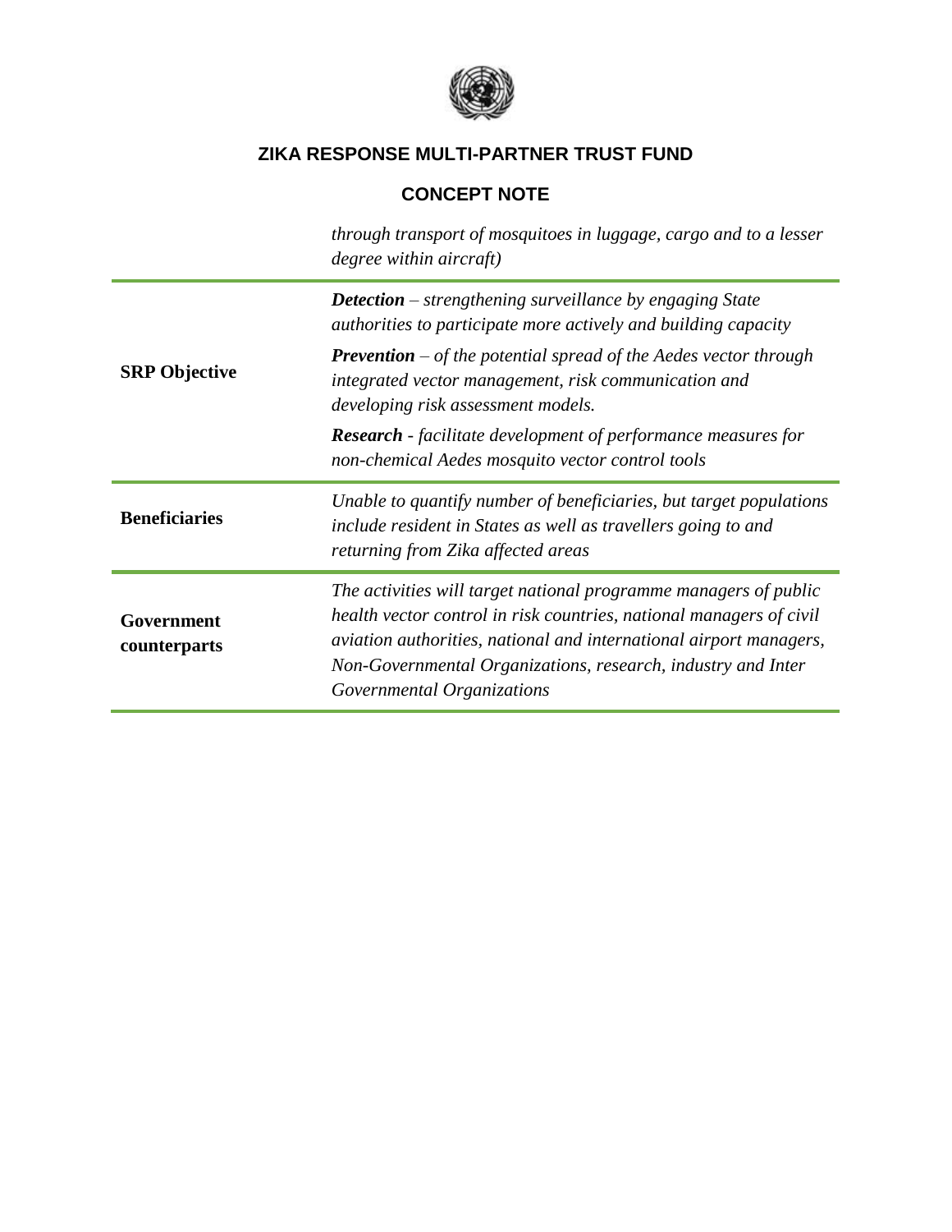| | |
|---|---|
| | *through transport of mosquitoes in luggage, cargo and to a lesser degree within aircraft)* |
| **SRP Objective** | ***Detection*** *– strengthening surveillance by engaging State authorities to participate more actively and building capacity*<br>***Prevention*** *– of the potential spread of the Aedes vector through integrated vector management, risk communication and developing risk assessment models.*<br>***Research*** *- facilitate development of performance measures for non-chemical Aedes mosquito vector control tools* |
| **Beneficiaries** | *Unable to quantify number of beneficiaries, but target populations include resident in States as well as travellers going to and returning from Zika affected areas* |
| **Government counterparts** | *The activities will target national programme managers of public health vector control in risk countries, national managers of civil aviation authorities, national and international airport managers, Non-Governmental Organizations, research, industry and Inter Governmental Organizations* |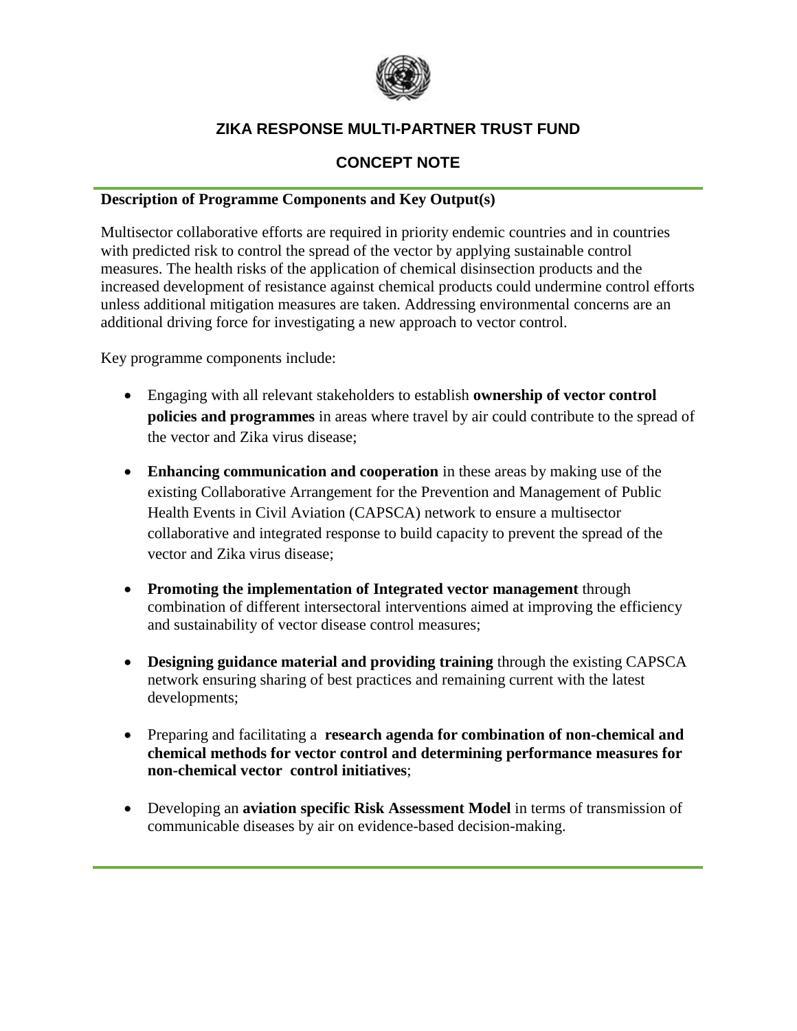## ZIKA RESPONSE MULTI-PARTNER TRUST FUND

## CONCEPT NOTE

**Description of Programme Components and Key Output(s)**

Multisector collaborative efforts are required in priority endemic countries and in countries with predicted risk to control the spread of the vector by applying sustainable control measures. The health risks of the application of chemical disinsection products and the increased development of resistance against chemical products could undermine control efforts unless additional mitigation measures are taken. Addressing environmental concerns are an additional driving force for investigating a new approach to vector control.

Key programme components include:

- Engaging with all relevant stakeholders to establish **ownership of vector control policies and programmes** in areas where travel by air could contribute to the spread of the vector and Zika virus disease;
- **Enhancing communication and cooperation** in these areas by making use of the existing Collaborative Arrangement for the Prevention and Management of Public Health Events in Civil Aviation (CAPSCA) network to ensure a multisector collaborative and integrated response to build capacity to prevent the spread of the vector and Zika virus disease;
- **Promoting the implementation of Integrated vector management** through combination of different intersectoral interventions aimed at improving the efficiency and sustainability of vector disease control measures;
- **Designing guidance material and providing training** through the existing CAPSCA network ensuring sharing of best practices and remaining current with the latest developments;
- Preparing and facilitating a **research agenda for combination of non-chemical and chemical methods for vector control and determining performance measures for non-chemical vector control initiatives**;
- Developing an **aviation specific Risk Assessment Model** in terms of transmission of communicable diseases by air on evidence-based decision-making.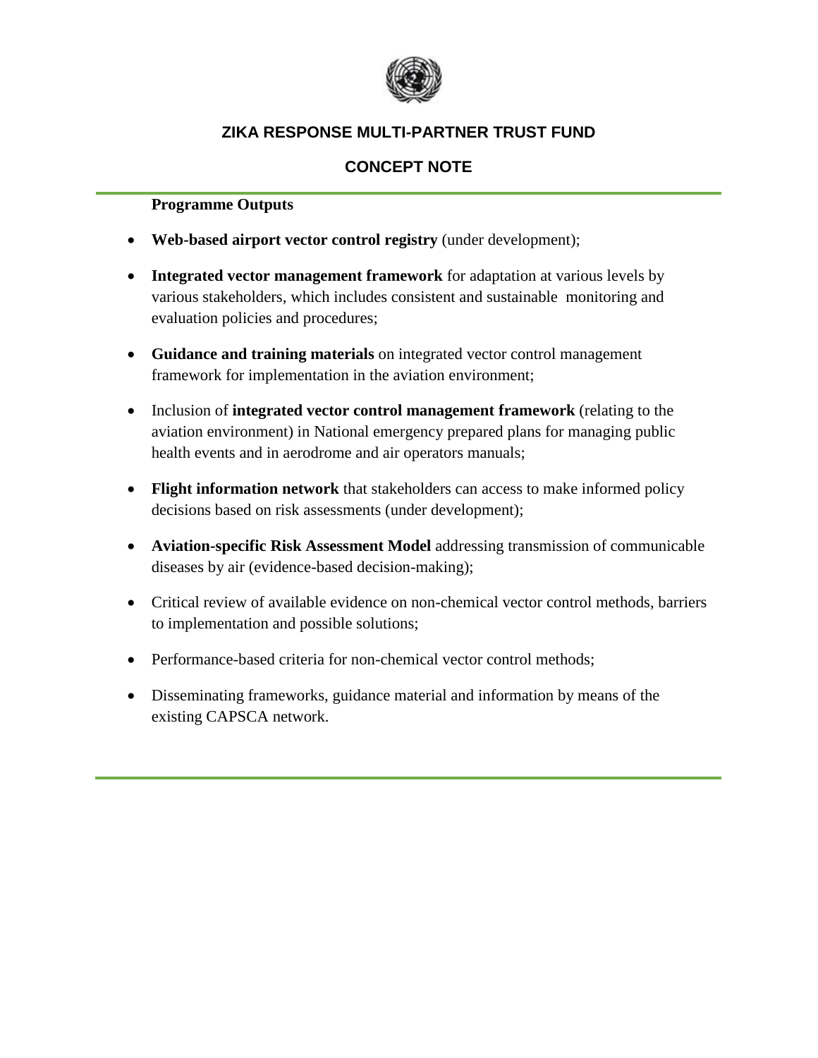**Programme Outputs**

- **Web-based airport vector control registry** (under development);
- **Integrated vector management framework** for adaptation at various levels by various stakeholders, which includes consistent and sustainable monitoring and evaluation policies and procedures;
- **Guidance and training materials** on integrated vector control management framework for implementation in the aviation environment;
- Inclusion of **integrated vector control management framework** (relating to the aviation environment) in National emergency prepared plans for managing public health events and in aerodrome and air operators manuals;
- **Flight information network** that stakeholders can access to make informed policy decisions based on risk assessments (under development);
- **Aviation-specific Risk Assessment Model** addressing transmission of communicable diseases by air (evidence-based decision-making);
- Critical review of available evidence on non-chemical vector control methods, barriers to implementation and possible solutions;
- Performance-based criteria for non-chemical vector control methods;
- Disseminating frameworks, guidance material and information by means of the existing CAPSCA network.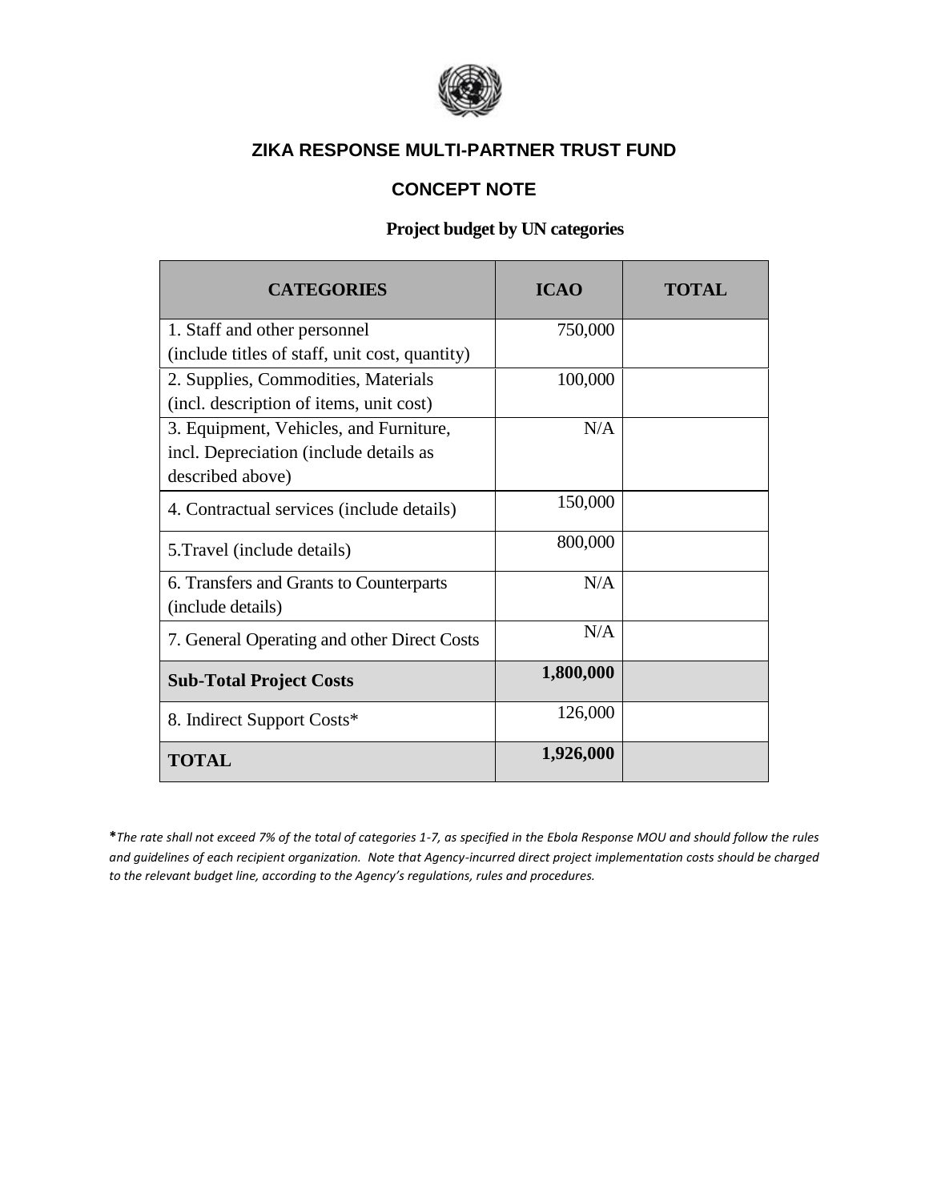## ZIKA RESPONSE MULTI-PARTNER TRUST FUND

## CONCEPT NOTE

**Project budget by UN categories**

| CATEGORIES | ICAO | TOTAL |
|---|---|---|
| 1. Staff and other personnel (include titles of staff, unit cost, quantity) | 750,000 | |
| 2. Supplies, Commodities, Materials (incl. description of items, unit cost) | 100,000 | |
| 3. Equipment, Vehicles, and Furniture, incl. Depreciation (include details as described above) | N/A | |
| 4. Contractual services (include details) | 150,000 | |
| 5.Travel (include details) | 800,000 | |
| 6. Transfers and Grants to Counterparts (include details) | N/A | |
| 7. General Operating and other Direct Costs | N/A | |
| **Sub-Total Project Costs** | **1,800,000** | |
| 8. Indirect Support Costs* | 126,000 | |
| **TOTAL** | **1,926,000** | |

***The rate shall not exceed 7% of the total of categories 1-7, as specified in the Ebola Response MOU and should follow the rules and guidelines of each recipient organization. Note that Agency-incurred direct project implementation costs should be charged to the relevant budget line, according to the Agency's regulations, rules and procedures.***